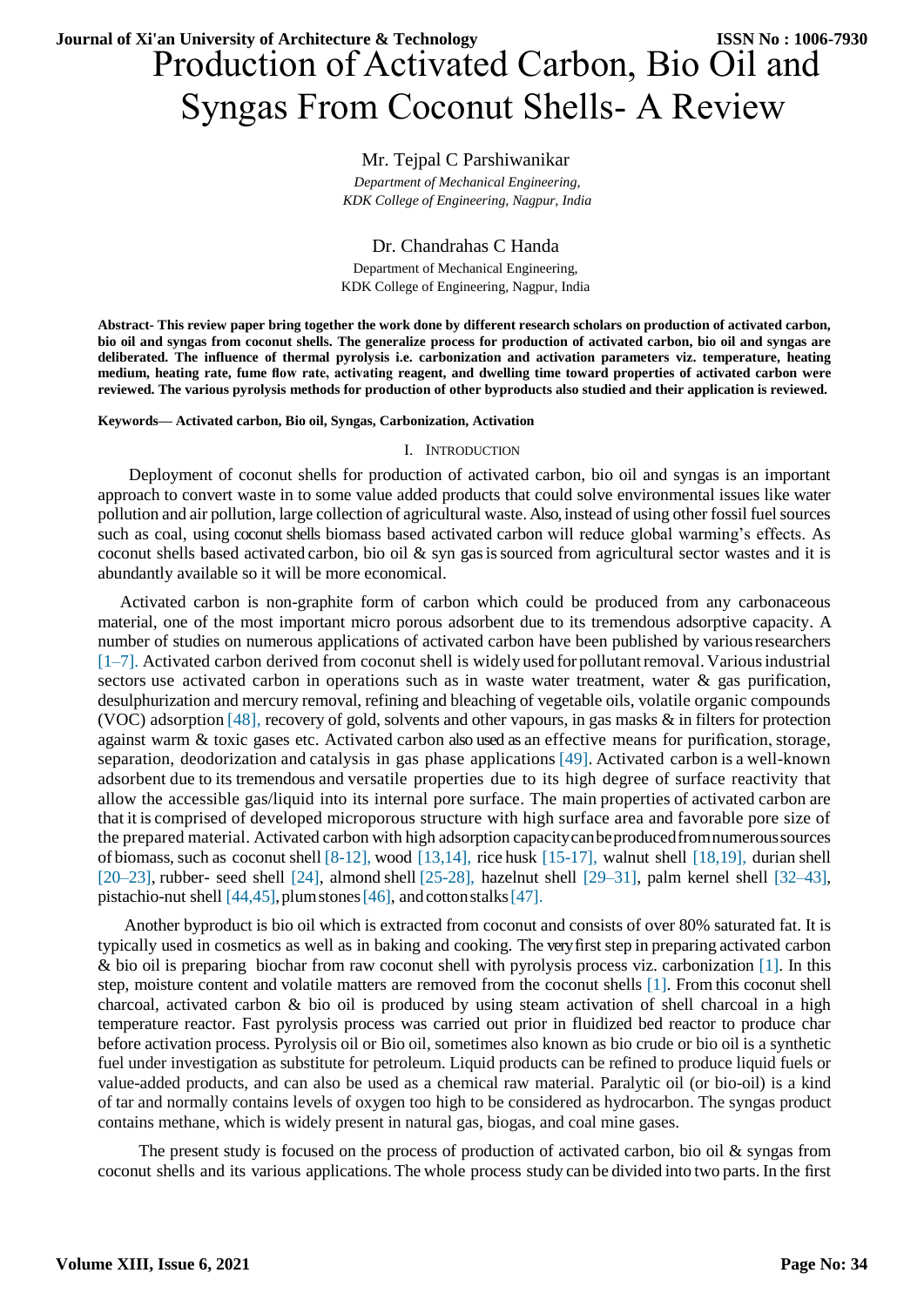# Production of Activated Carbon, Bio Oil and Syngas From Coconut Shells- A Review

Mr. Tejpal C Parshiwanikar

*Department of Mechanical Engineering,*
*KDK College of Engineering, Nagpur, India*

Dr. Chandrahas C Handa

Department of Mechanical Engineering,
KDK College of Engineering, Nagpur, India

**Abstract- This review paper bring together the work done by different research scholars on production of activated carbon, bio oil and syngas from coconut shells. The generalize process for production of activated carbon, bio oil and syngas are deliberated. The influence of thermal pyrolysis i.e. carbonization and activation parameters viz. temperature, heating medium, heating rate, fume flow rate, activating reagent, and dwelling time toward properties of activated carbon were reviewed. The various pyrolysis methods for production of other byproducts also studied and their application is reviewed.**

**Keywords— Activated carbon, Bio oil, Syngas, Carbonization, Activation**

## I. Introduction

Deployment of coconut shells for production of activated carbon, bio oil and syngas is an important approach to convert waste in to some value added products that could solve environmental issues like water pollution and air pollution, large collection of agricultural waste. Also, instead of using other fossil fuel sources such as coal, using coconut shells biomass based activated carbon will reduce global warming's effects. As coconut shells based activated carbon, bio oil & syn gas is sourced from agricultural sector wastes and it is abundantly available so it will be more economical.

Activated carbon is non-graphite form of carbon which could be produced from any carbonaceous material, one of the most important micro porous adsorbent due to its tremendous adsorptive capacity. A number of studies on numerous applications of activated carbon have been published by various researchers [1–7]. Activated carbon derived from coconut shell is widely used for pollutant removal. Various industrial sectors use activated carbon in operations such as in waste water treatment, water & gas purification, desulphurization and mercury removal, refining and bleaching of vegetable oils, volatile organic compounds (VOC) adsorption [48], recovery of gold, solvents and other vapours, in gas masks & in filters for protection against warm & toxic gases etc. Activated carbon also used as an effective means for purification, storage, separation, deodorization and catalysis in gas phase applications [49]. Activated carbon is a well-known adsorbent due to its tremendous and versatile properties due to its high degree of surface reactivity that allow the accessible gas/liquid into its internal pore surface. The main properties of activated carbon are that it is comprised of developed microporous structure with high surface area and favorable pore size of the prepared material. Activated carbon with high adsorption capacity can be produced from numerous sources of biomass, such as coconut shell [8-12], wood [13,14], rice husk [15-17], walnut shell [18,19], durian shell [20–23], rubber- seed shell [24], almond shell [25-28], hazelnut shell [29–31], palm kernel shell [32–43], pistachio-nut shell [44,45], plum stones [46], and cotton stalks [47].

Another byproduct is bio oil which is extracted from coconut and consists of over 80% saturated fat. It is typically used in cosmetics as well as in baking and cooking. The very first step in preparing activated carbon & bio oil is preparing biochar from raw coconut shell with pyrolysis process viz. carbonization [1]. In this step, moisture content and volatile matters are removed from the coconut shells [1]. From this coconut shell charcoal, activated carbon & bio oil is produced by using steam activation of shell charcoal in a high temperature reactor. Fast pyrolysis process was carried out prior in fluidized bed reactor to produce char before activation process. Pyrolysis oil or Bio oil, sometimes also known as bio crude or bio oil is a synthetic fuel under investigation as substitute for petroleum. Liquid products can be refined to produce liquid fuels or value-added products, and can also be used as a chemical raw material. Paralytic oil (or bio-oil) is a kind of tar and normally contains levels of oxygen too high to be considered as hydrocarbon. The syngas product contains methane, which is widely present in natural gas, biogas, and coal mine gases.

The present study is focused on the process of production of activated carbon, bio oil & syngas from coconut shells and its various applications. The whole process study can be divided into two parts. In the first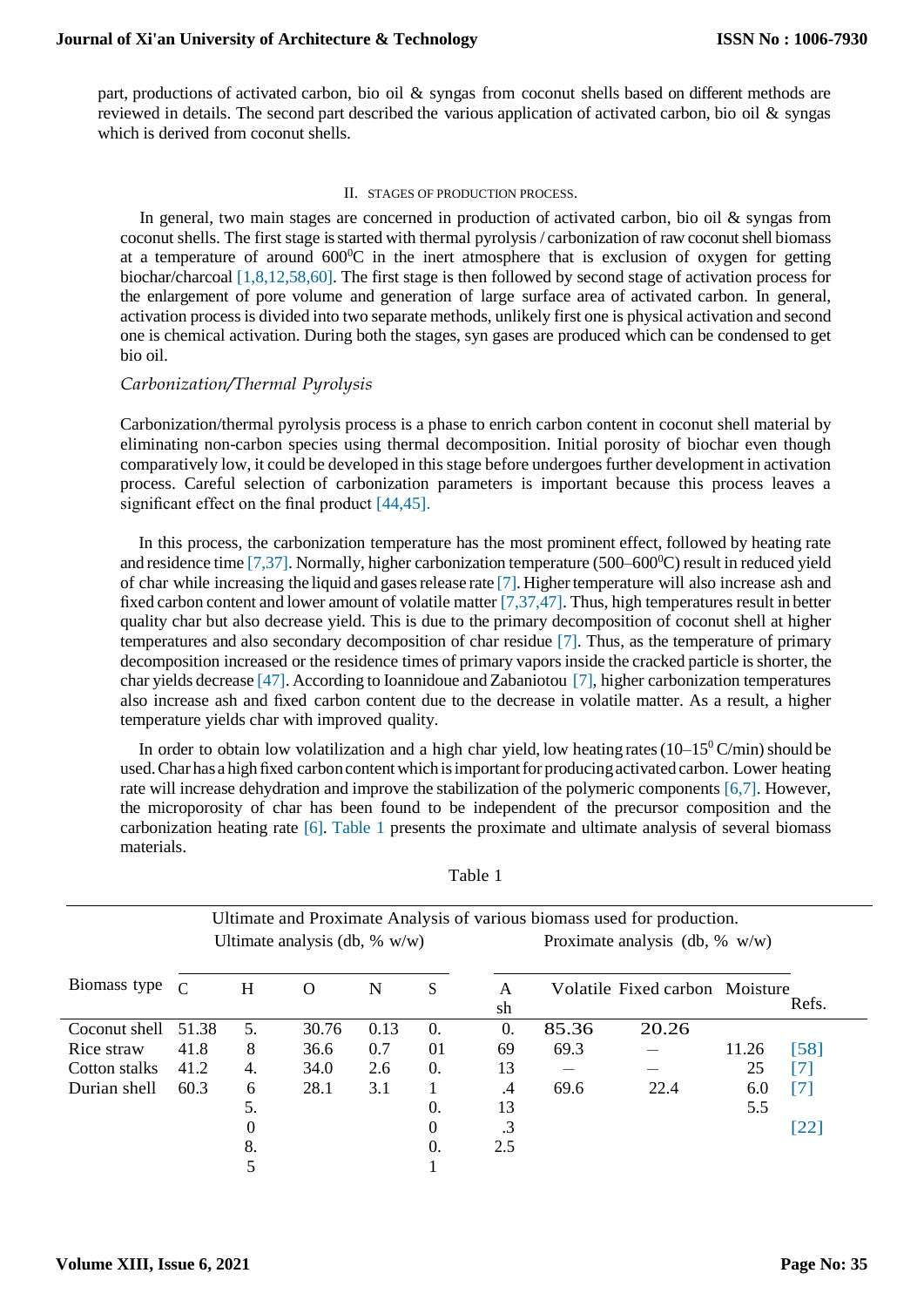part, productions of activated carbon, bio oil & syngas from coconut shells based on different methods are reviewed in details. The second part described the various application of activated carbon, bio oil & syngas which is derived from coconut shells.

## II. STAGES OF PRODUCTION PROCESS.

In general, two main stages are concerned in production of activated carbon, bio oil & syngas from coconut shells. The first stage is started with thermal pyrolysis / carbonization of raw coconut shell biomass at a temperature of around 600$^0$C in the inert atmosphere that is exclusion of oxygen for getting biochar/charcoal [1,8,12,58,60]. The first stage is then followed by second stage of activation process for the enlargement of pore volume and generation of large surface area of activated carbon. In general, activation process is divided into two separate methods, unlikely first one is physical activation and second one is chemical activation. During both the stages, syn gases are produced which can be condensed to get bio oil.

### *Carbonization/Thermal Pyrolysis*

Carbonization/thermal pyrolysis process is a phase to enrich carbon content in coconut shell material by eliminating non-carbon species using thermal decomposition. Initial porosity of biochar even though comparatively low, it could be developed in this stage before undergoes further development in activation process. Careful selection of carbonization parameters is important because this process leaves a significant effect on the final product [44,45].

In this process, the carbonization temperature has the most prominent effect, followed by heating rate and residence time [7,37]. Normally, higher carbonization temperature (500–600$^0$C) result in reduced yield of char while increasing the liquid and gases release rate [7]. Higher temperature will also increase ash and fixed carbon content and lower amount of volatile matter [7,37,47]. Thus, high temperatures result in better quality char but also decrease yield. This is due to the primary decomposition of coconut shell at higher temperatures and also secondary decomposition of char residue [7]. Thus, as the temperature of primary decomposition increased or the residence times of primary vapors inside the cracked particle is shorter, the char yields decrease [47]. According to Ioannidoue and Zabaniotou [7], higher carbonization temperatures also increase ash and fixed carbon content due to the decrease in volatile matter. As a result, a higher temperature yields char with improved quality.

In order to obtain low volatilization and a high char yield, low heating rates (10–15$^0$ C/min) should be used. Char has a high fixed carbon content which is important for producing activated carbon. Lower heating rate will increase dehydration and improve the stabilization of the polymeric components [6,7]. However, the microporosity of char has been found to be independent of the precursor composition and the carbonization heating rate [6]. Table 1 presents the proximate and ultimate analysis of several biomass materials.

Table 1

Ultimate and Proximate Analysis of various biomass used for production.

| Biomass type | Ultimate analysis (db, % w/w) | | | | | Proximate analysis (db, % w/w) | | | | Refs. |
|---|---|---|---|---|---|---|---|---|---|---|
| | C | H | O | N | S | Ash | Volatile | Fixed carbon | Moisture | |
| Coconut shell | 51.38 | 5. | 30.76 | 0.13 | 0. | 0. | 85.36 | 20.26 | | |
| Rice straw | 41.8 | 8 | 36.6 | 0.7 | 01 | 69 | 69.3 | — | 11.26 | [58] |
| Cotton stalks | 41.2 | 4. | 34.0 | 2.6 | 0. | 13 | — | — | 25 | [7] |
| Durian shell | 60.3 | 6 | 28.1 | 3.1 | 1 | .4 | 69.6 | 22.4 | 6.0 | [7] |
| | | 5. | | | 0. | 13 | | | 5.5 | |
| | | 0 | | | 0 | .3 | | | | [22] |
| | | 8. | | | 0. | 2.5 | | | | |
| | | 5 | | | 1 | | | | | |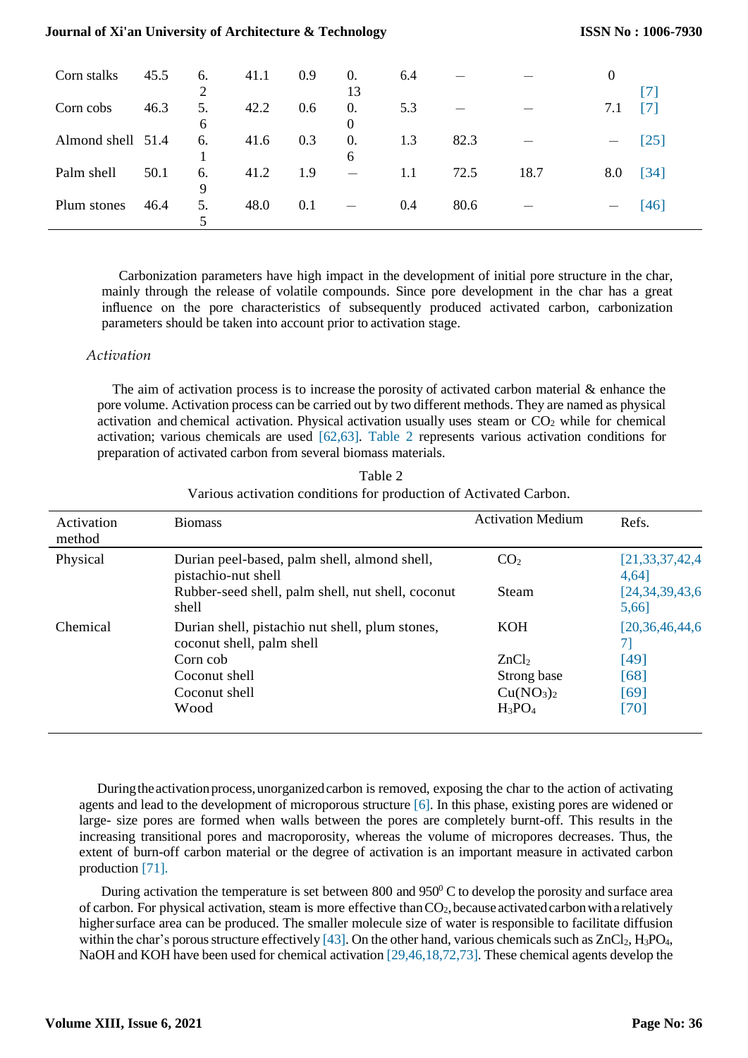| Corn stalks | 45.5 | 6.2 | 41.1 | 0.9 | 0.13 | 6.4 | — | — | 0 | [7] |
|---|---|---|---|---|---|---|---|---|---|---|
| Corn cobs | 46.3 | 5.6 | 42.2 | 0.6 | 0.0 | 5.3 | — | — | 7.1 | [7] |
| Almond shell | 51.4 | 6.1 | 41.6 | 0.3 | 0.6 | 1.3 | 82.3 | — | — | [25] |
| Palm shell | 50.1 | 6.9 | 41.2 | 1.9 | — | 1.1 | 72.5 | 18.7 | 8.0 | [34] |
| Plum stones | 46.4 | 5.5 | 48.0 | 0.1 | — | 0.4 | 80.6 | — | — | [46] |

Carbonization parameters have high impact in the development of initial pore structure in the char, mainly through the release of volatile compounds. Since pore development in the char has a great influence on the pore characteristics of subsequently produced activated carbon, carbonization parameters should be taken into account prior to activation stage.

### *Activation*

The aim of activation process is to increase the porosity of activated carbon material & enhance the pore volume. Activation process can be carried out by two different methods. They are named as physical activation and chemical activation. Physical activation usually uses steam or $CO_2$ while for chemical activation; various chemicals are used [62,63]. Table 2 represents various activation conditions for preparation of activated carbon from several biomass materials.

Table 2
Various activation conditions for production of Activated Carbon.

| Activation method | Biomass | Activation Medium | Refs. |
|---|---|---|---|
| Physical | Durian peel-based, palm shell, almond shell, pistachio-nut shell | $CO_2$ | [21,33,37,42,44,64] |
| | Rubber-seed shell, palm shell, nut shell, coconut shell | Steam | [24,34,39,43,65,66] |
| Chemical | Durian shell, pistachio nut shell, plum stones, coconut shell, palm shell | KOH | [20,36,46,44,67] |
| | Corn cob | $ZnCl_2$ | [49] |
| | Coconut shell | Strong base | [68] |
| | Coconut shell | $Cu(NO_3)_2$ | [69] |
| | Wood | $H_3PO_4$ | [70] |

During the activation process, unorganized carbon is removed, exposing the char to the action of activating agents and lead to the development of microporous structure [6]. In this phase, existing pores are widened or large- size pores are formed when walls between the pores are completely burnt-off. This results in the increasing transitional pores and macroporosity, whereas the volume of micropores decreases. Thus, the extent of burn-off carbon material or the degree of activation is an important measure in activated carbon production [71].

During activation the temperature is set between 800 and 950$^0$ C to develop the porosity and surface area of carbon. For physical activation, steam is more effective than $CO_2$, because activated carbon with a relatively higher surface area can be produced. The smaller molecule size of water is responsible to facilitate diffusion within the char's porous structure effectively [43]. On the other hand, various chemicals such as $ZnCl_2$, $H_3PO_4$, NaOH and KOH have been used for chemical activation [29,46,18,72,73]. These chemical agents develop the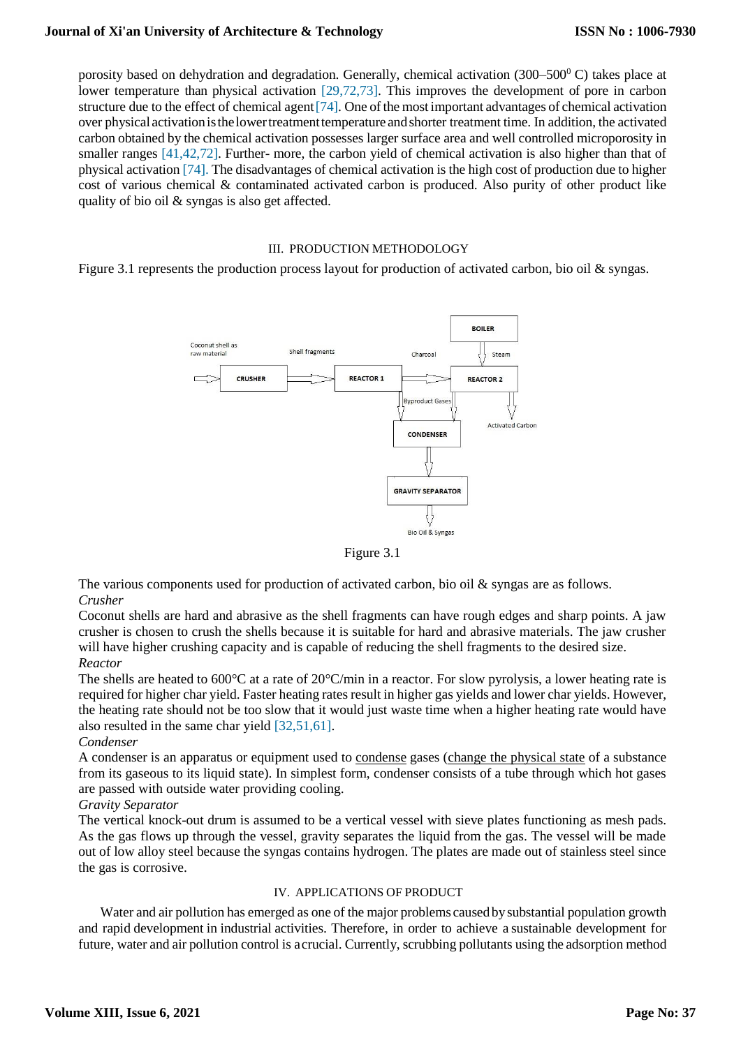porosity based on dehydration and degradation. Generally, chemical activation (300–500$^0$ C) takes place at lower temperature than physical activation [29,72,73]. This improves the development of pore in carbon structure due to the effect of chemical agent [74]. One of the most important advantages of chemical activation over physical activation is the lower treatment temperature and shorter treatment time. In addition, the activated carbon obtained by the chemical activation possesses larger surface area and well controlled microporosity in smaller ranges [41,42,72]. Further- more, the carbon yield of chemical activation is also higher than that of physical activation [74]. The disadvantages of chemical activation is the high cost of production due to higher cost of various chemical & contaminated activated carbon is produced. Also purity of other product like quality of bio oil & syngas is also get affected.

## III. PRODUCTION METHODOLOGY

Figure 3.1 represents the production process layout for production of activated carbon, bio oil & syngas.

Coconut shell as raw material → CRUSHER → Shell fragments → REACTOR 1 → Charcoal → REACTOR 2 (BOILER → Steam → REACTOR 2) → Activated Carbon

REACTOR 1 / REACTOR 2 → Byproduct Gases → CONDENSER → GRAVITY SEPARATOR → Bio Oil & Syngas

Figure 3.1

The various components used for production of activated carbon, bio oil & syngas are as follows.

*Crusher*

Coconut shells are hard and abrasive as the shell fragments can have rough edges and sharp points. A jaw crusher is chosen to crush the shells because it is suitable for hard and abrasive materials. The jaw crusher will have higher crushing capacity and is capable of reducing the shell fragments to the desired size.

*Reactor*

The shells are heated to 600°C at a rate of 20°C/min in a reactor. For slow pyrolysis, a lower heating rate is required for higher char yield. Faster heating rates result in higher gas yields and lower char yields. However, the heating rate should not be too slow that it would just waste time when a higher heating rate would have also resulted in the same char yield [32,51,61].

*Condenser*

A condenser is an apparatus or equipment used to condense gases (change the physical state of a substance from its gaseous to its liquid state). In simplest form, condenser consists of a tube through which hot gases are passed with outside water providing cooling.

*Gravity Separator*

The vertical knock-out drum is assumed to be a vertical vessel with sieve plates functioning as mesh pads. As the gas flows up through the vessel, gravity separates the liquid from the gas. The vessel will be made out of low alloy steel because the syngas contains hydrogen. The plates are made out of stainless steel since the gas is corrosive.

## IV. APPLICATIONS OF PRODUCT

Water and air pollution has emerged as one of the major problems caused by substantial population growth and rapid development in industrial activities. Therefore, in order to achieve a sustainable development for future, water and air pollution control is a crucial. Currently, scrubbing pollutants using the adsorption method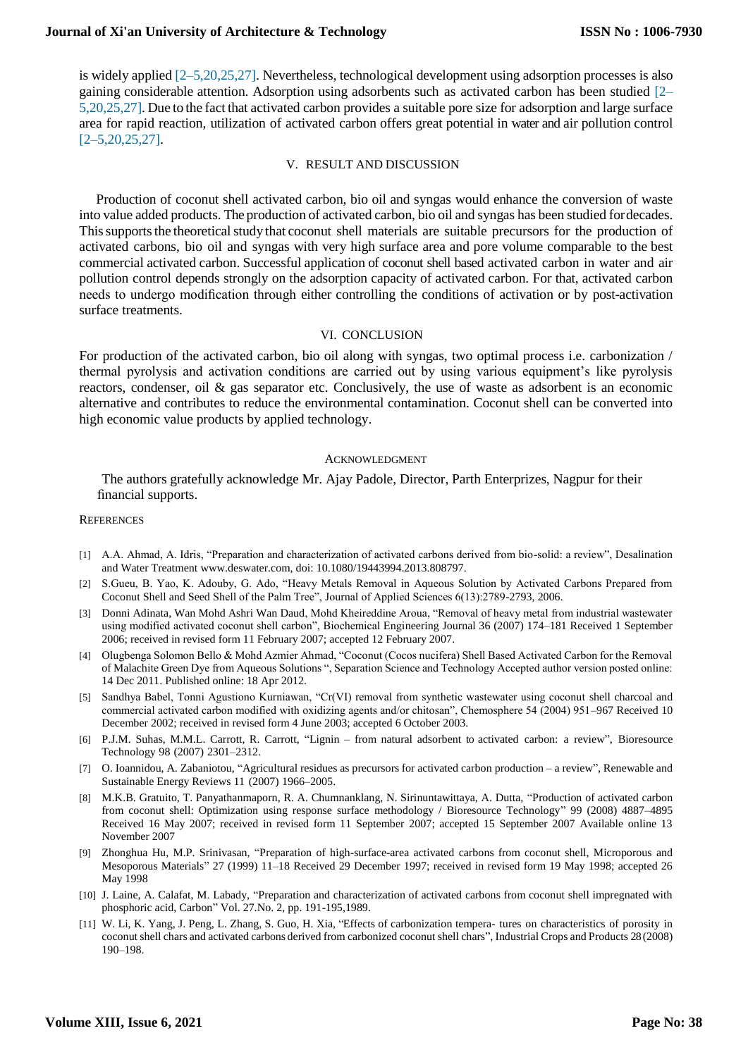is widely applied [2–5,20,25,27]. Nevertheless, technological development using adsorption processes is also gaining considerable attention. Adsorption using adsorbents such as activated carbon has been studied [2–5,20,25,27]. Due to the fact that activated carbon provides a suitable pore size for adsorption and large surface area for rapid reaction, utilization of activated carbon offers great potential in water and air pollution control [2–5,20,25,27].

## V. RESULT AND DISCUSSION

Production of coconut shell activated carbon, bio oil and syngas would enhance the conversion of waste into value added products. The production of activated carbon, bio oil and syngas has been studied for decades. This supports the theoretical study that coconut shell materials are suitable precursors for the production of activated carbons, bio oil and syngas with very high surface area and pore volume comparable to the best commercial activated carbon. Successful application of coconut shell based activated carbon in water and air pollution control depends strongly on the adsorption capacity of activated carbon. For that, activated carbon needs to undergo modification through either controlling the conditions of activation or by post-activation surface treatments.

## VI. CONCLUSION

For production of the activated carbon, bio oil along with syngas, two optimal process i.e. carbonization / thermal pyrolysis and activation conditions are carried out by using various equipment's like pyrolysis reactors, condenser, oil & gas separator etc. Conclusively, the use of waste as adsorbent is an economic alternative and contributes to reduce the environmental contamination. Coconut shell can be converted into high economic value products by applied technology.

## ACKNOWLEDGMENT

The authors gratefully acknowledge Mr. Ajay Padole, Director, Parth Enterprizes, Nagpur for their financial supports.

## REFERENCES

[1] A.A. Ahmad, A. Idris, "Preparation and characterization of activated carbons derived from bio-solid: a review", Desalination and Water Treatment www.deswater.com, doi: 10.1080/19443994.2013.808797.

[2] S.Gueu, B. Yao, K. Adouby, G. Ado, "Heavy Metals Removal in Aqueous Solution by Activated Carbons Prepared from Coconut Shell and Seed Shell of the Palm Tree", Journal of Applied Sciences 6(13):2789-2793, 2006.

[3] Donni Adinata, Wan Mohd Ashri Wan Daud, Mohd Kheireddine Aroua, "Removal of heavy metal from industrial wastewater using modified activated coconut shell carbon", Biochemical Engineering Journal 36 (2007) 174–181 Received 1 September 2006; received in revised form 11 February 2007; accepted 12 February 2007.

[4] Olugbenga Solomon Bello & Mohd Azmier Ahmad, "Coconut (Cocos nucifera) Shell Based Activated Carbon for the Removal of Malachite Green Dye from Aqueous Solutions ", Separation Science and Technology Accepted author version posted online: 14 Dec 2011. Published online: 18 Apr 2012.

[5] Sandhya Babel, Tonni Agustiono Kurniawan, "Cr(VI) removal from synthetic wastewater using coconut shell charcoal and commercial activated carbon modified with oxidizing agents and/or chitosan", Chemosphere 54 (2004) 951–967 Received 10 December 2002; received in revised form 4 June 2003; accepted 6 October 2003.

[6] P.J.M. Suhas, M.M.L. Carrott, R. Carrott, "Lignin – from natural adsorbent to activated carbon: a review", Bioresource Technology 98 (2007) 2301–2312.

[7] O. Ioannidou, A. Zabaniotou, "Agricultural residues as precursors for activated carbon production – a review", Renewable and Sustainable Energy Reviews 11 (2007) 1966–2005.

[8] M.K.B. Gratuito, T. Panyathanmaporn, R. A. Chumnanklang, N. Sirinuntawittaya, A. Dutta, "Production of activated carbon from coconut shell: Optimization using response surface methodology / Bioresource Technology" 99 (2008) 4887–4895 Received 16 May 2007; received in revised form 11 September 2007; accepted 15 September 2007 Available online 13 November 2007

[9] Zhonghua Hu, M.P. Srinivasan, "Preparation of high-surface-area activated carbons from coconut shell, Microporous and Mesoporous Materials" 27 (1999) 11–18 Received 29 December 1997; received in revised form 19 May 1998; accepted 26 May 1998

[10] J. Laine, A. Calafat, M. Labady, "Preparation and characterization of activated carbons from coconut shell impregnated with phosphoric acid, Carbon" Vol. 27.No. 2, pp. 191-195,1989.

[11] W. Li, K. Yang, J. Peng, L. Zhang, S. Guo, H. Xia, "Effects of carbonization tempera- tures on characteristics of porosity in coconut shell chars and activated carbons derived from carbonized coconut shell chars", Industrial Crops and Products 28 (2008) 190–198.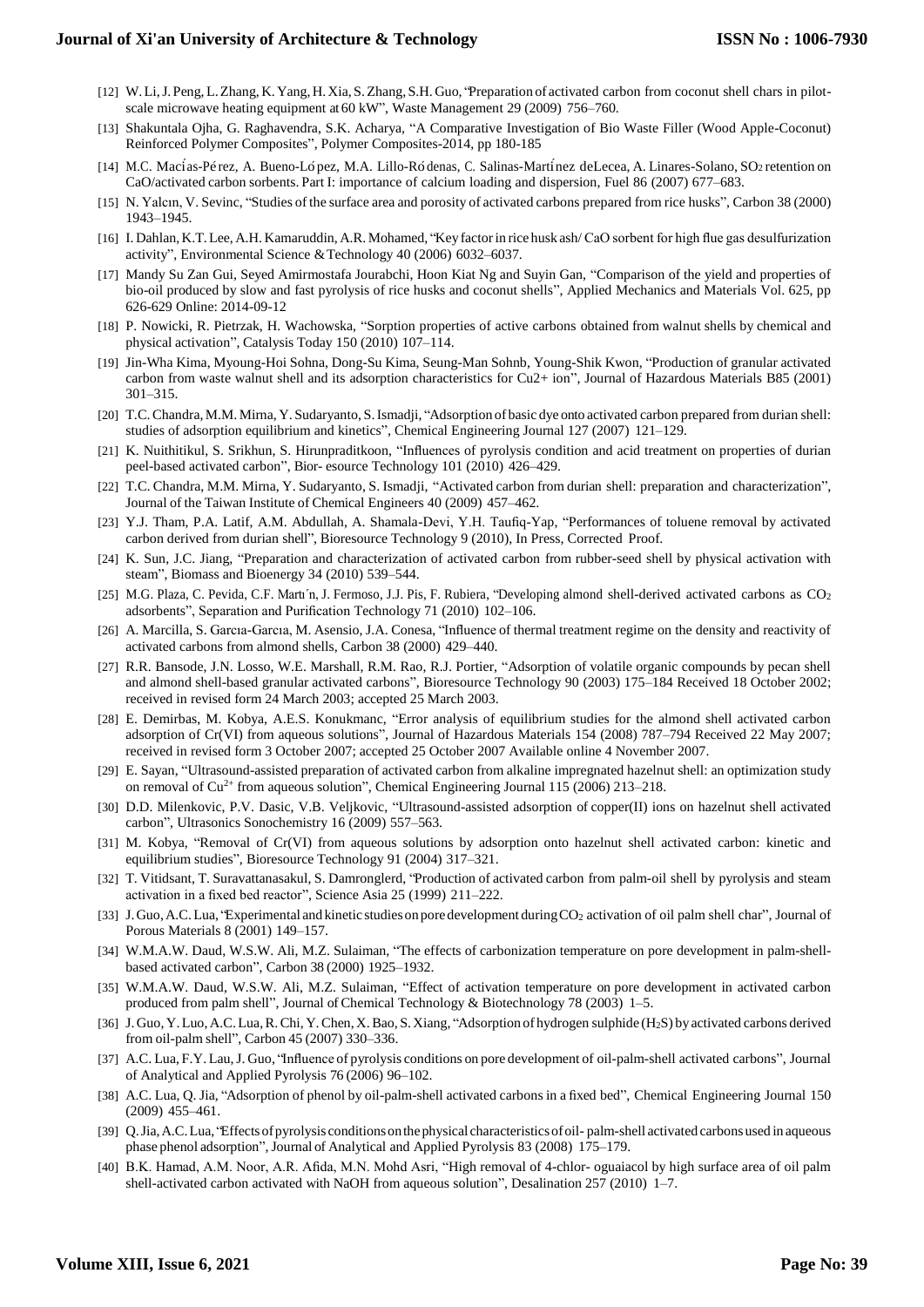[12] W. Li, J. Peng, L. Zhang, K. Yang, H. Xia, S. Zhang, S.H. Guo, "Preparation of activated carbon from coconut shell chars in pilot-scale microwave heating equipment at 60 kW", Waste Management 29 (2009) 756–760.

[13] Shakuntala Ojha, G. Raghavendra, S.K. Acharya, "A Comparative Investigation of Bio Waste Filler (Wood Apple-Coconut) Reinforced Polymer Composites", Polymer Composites-2014, pp 180-185

[14] M.C. Macías-Pérez, A. Bueno-López, M.A. Lillo-Ródenas, C. Salinas-Martínez deLecea, A. Linares-Solano, $SO_2$ retention on CaO/activated carbon sorbents. Part I: importance of calcium loading and dispersion, Fuel 86 (2007) 677–683.

[15] N. Yalcın, V. Sevinc, "Studies of the surface area and porosity of activated carbons prepared from rice husks", Carbon 38 (2000) 1943–1945.

[16] I. Dahlan, K.T. Lee, A.H. Kamaruddin, A.R. Mohamed, "Key factor in rice husk ash/ CaO sorbent for high flue gas desulfurization activity", Environmental Science & Technology 40 (2006) 6032–6037.

[17] Mandy Su Zan Gui, Seyed Amirmostafa Jourabchi, Hoon Kiat Ng and Suyin Gan, "Comparison of the yield and properties of bio-oil produced by slow and fast pyrolysis of rice husks and coconut shells", Applied Mechanics and Materials Vol. 625, pp 626-629 Online: 2014-09-12

[18] P. Nowicki, R. Pietrzak, H. Wachowska, "Sorption properties of active carbons obtained from walnut shells by chemical and physical activation", Catalysis Today 150 (2010) 107–114.

[19] Jin-Wha Kima, Myoung-Hoi Sohna, Dong-Su Kima, Seung-Man Sohnb, Young-Shik Kwon, "Production of granular activated carbon from waste walnut shell and its adsorption characteristics for Cu2+ ion", Journal of Hazardous Materials B85 (2001) 301–315.

[20] T.C. Chandra, M.M. Mirna, Y. Sudaryanto, S. Ismadji, "Adsorption of basic dye onto activated carbon prepared from durian shell: studies of adsorption equilibrium and kinetics", Chemical Engineering Journal 127 (2007) 121–129.

[21] K. Nuithitikul, S. Srikhun, S. Hirunpraditkoon, "Influences of pyrolysis condition and acid treatment on properties of durian peel-based activated carbon", Bior- esource Technology 101 (2010) 426–429.

[22] T.C. Chandra, M.M. Mirna, Y. Sudaryanto, S. Ismadji, "Activated carbon from durian shell: preparation and characterization", Journal of the Taiwan Institute of Chemical Engineers 40 (2009) 457–462.

[23] Y.J. Tham, P.A. Latif, A.M. Abdullah, A. Shamala-Devi, Y.H. Taufiq-Yap, "Performances of toluene removal by activated carbon derived from durian shell", Bioresource Technology 9 (2010), In Press, Corrected Proof.

[24] K. Sun, J.C. Jiang, "Preparation and characterization of activated carbon from rubber-seed shell by physical activation with steam", Biomass and Bioenergy 34 (2010) 539–544.

[25] M.G. Plaza, C. Pevida, C.F. Martı´n, J. Fermoso, J.J. Pis, F. Rubiera, "Developing almond shell-derived activated carbons as $CO_2$ adsorbents", Separation and Purification Technology 71 (2010) 102–106.

[26] A. Marcilla, S. Garcıa-Garcıa, M. Asensio, J.A. Conesa, "Influence of thermal treatment regime on the density and reactivity of activated carbons from almond shells, Carbon 38 (2000) 429–440.

[27] R.R. Bansode, J.N. Losso, W.E. Marshall, R.M. Rao, R.J. Portier, "Adsorption of volatile organic compounds by pecan shell and almond shell-based granular activated carbons", Bioresource Technology 90 (2003) 175–184 Received 18 October 2002; received in revised form 24 March 2003; accepted 25 March 2003.

[28] E. Demirbas, M. Kobya, A.E.S. Konukmanc, "Error analysis of equilibrium studies for the almond shell activated carbon adsorption of Cr(VI) from aqueous solutions", Journal of Hazardous Materials 154 (2008) 787–794 Received 22 May 2007; received in revised form 3 October 2007; accepted 25 October 2007 Available online 4 November 2007.

[29] E. Sayan, "Ultrasound-assisted preparation of activated carbon from alkaline impregnated hazelnut shell: an optimization study on removal of $Cu^{2+}$ from aqueous solution", Chemical Engineering Journal 115 (2006) 213–218.

[30] D.D. Milenkovic, P.V. Dasic, V.B. Veljkovic, "Ultrasound-assisted adsorption of copper(II) ions on hazelnut shell activated carbon", Ultrasonics Sonochemistry 16 (2009) 557–563.

[31] M. Kobya, "Removal of Cr(VI) from aqueous solutions by adsorption onto hazelnut shell activated carbon: kinetic and equilibrium studies", Bioresource Technology 91 (2004) 317–321.

[32] T. Vitidsant, T. Suravattanasakul, S. Damronglerd, "Production of activated carbon from palm-oil shell by pyrolysis and steam activation in a fixed bed reactor", Science Asia 25 (1999) 211–222.

[33] J. Guo, A.C. Lua, "Experimental and kinetic studies on pore development during $CO_2$ activation of oil palm shell char", Journal of Porous Materials 8 (2001) 149–157.

[34] W.M.A.W. Daud, W.S.W. Ali, M.Z. Sulaiman, "The effects of carbonization temperature on pore development in palm-shell-based activated carbon", Carbon 38 (2000) 1925–1932.

[35] W.M.A.W. Daud, W.S.W. Ali, M.Z. Sulaiman, "Effect of activation temperature on pore development in activated carbon produced from palm shell", Journal of Chemical Technology & Biotechnology 78 (2003) 1–5.

[36] J. Guo, Y. Luo, A.C. Lua, R. Chi, Y. Chen, X. Bao, S. Xiang, "Adsorption of hydrogen sulphide ($H_2S$) by activated carbons derived from oil-palm shell", Carbon 45 (2007) 330–336.

[37] A.C. Lua, F.Y. Lau, J. Guo, "Influence of pyrolysis conditions on pore development of oil-palm-shell activated carbons", Journal of Analytical and Applied Pyrolysis 76 (2006) 96–102.

[38] A.C. Lua, Q. Jia, "Adsorption of phenol by oil-palm-shell activated carbons in a fixed bed", Chemical Engineering Journal 150 (2009) 455–461.

[39] Q. Jia, A.C. Lua, "Effects of pyrolysis conditions on the physical characteristics of oil- palm-shell activated carbons used in aqueous phase phenol adsorption", Journal of Analytical and Applied Pyrolysis 83 (2008) 175–179.

[40] B.K. Hamad, A.M. Noor, A.R. Afida, M.N. Mohd Asri, "High removal of 4-chlor- oguaiacol by high surface area of oil palm shell-activated carbon activated with NaOH from aqueous solution", Desalination 257 (2010) 1–7.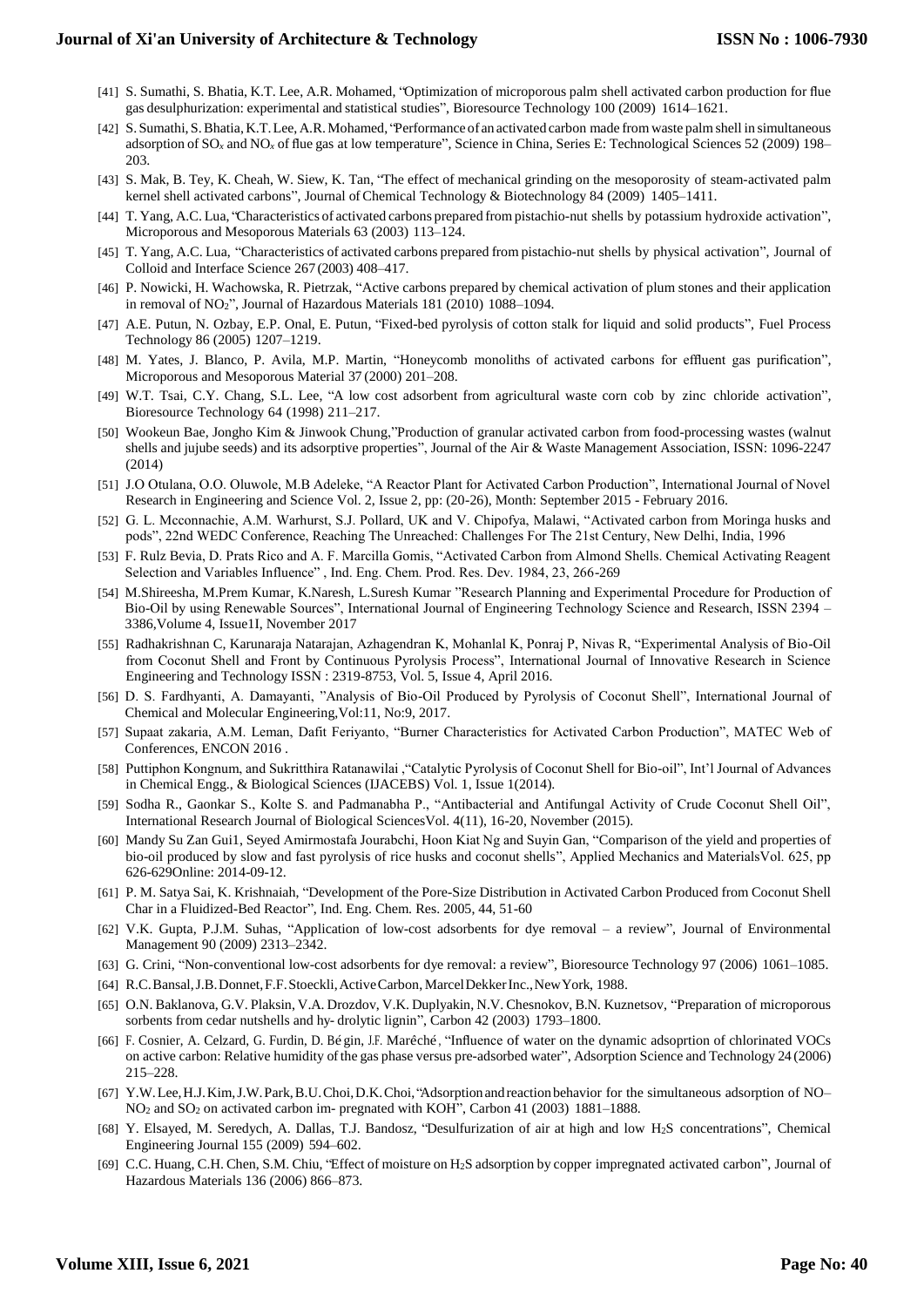[41] S. Sumathi, S. Bhatia, K.T. Lee, A.R. Mohamed, "Optimization of microporous palm shell activated carbon production for flue gas desulphurization: experimental and statistical studies", Bioresource Technology 100 (2009) 1614–1621.

[42] S. Sumathi, S. Bhatia, K.T. Lee, A.R. Mohamed, "Performance of an activated carbon made from waste palm shell in simultaneous adsorption of $SO_x$ and $NO_x$ of flue gas at low temperature", Science in China, Series E: Technological Sciences 52 (2009) 198–203.

[43] S. Mak, B. Tey, K. Cheah, W. Siew, K. Tan, "The effect of mechanical grinding on the mesoporosity of steam-activated palm kernel shell activated carbons", Journal of Chemical Technology & Biotechnology 84 (2009) 1405–1411.

[44] T. Yang, A.C. Lua, "Characteristics of activated carbons prepared from pistachio-nut shells by potassium hydroxide activation", Microporous and Mesoporous Materials 63 (2003) 113–124.

[45] T. Yang, A.C. Lua, "Characteristics of activated carbons prepared from pistachio-nut shells by physical activation", Journal of Colloid and Interface Science 267 (2003) 408–417.

[46] P. Nowicki, H. Wachowska, R. Pietrzak, "Active carbons prepared by chemical activation of plum stones and their application in removal of $NO_2$", Journal of Hazardous Materials 181 (2010) 1088–1094.

[47] A.E. Putun, N. Ozbay, E.P. Onal, E. Putun, "Fixed-bed pyrolysis of cotton stalk for liquid and solid products", Fuel Process Technology 86 (2005) 1207–1219.

[48] M. Yates, J. Blanco, P. Avila, M.P. Martin, "Honeycomb monoliths of activated carbons for effluent gas purification", Microporous and Mesoporous Material 37 (2000) 201–208.

[49] W.T. Tsai, C.Y. Chang, S.L. Lee, "A low cost adsorbent from agricultural waste corn cob by zinc chloride activation", Bioresource Technology 64 (1998) 211–217.

[50] Wookeun Bae, Jongho Kim & Jinwook Chung,"Production of granular activated carbon from food-processing wastes (walnut shells and jujube seeds) and its adsorptive properties", Journal of the Air & Waste Management Association, ISSN: 1096-2247 (2014)

[51] J.O Otulana, O.O. Oluwole, M.B Adeleke, "A Reactor Plant for Activated Carbon Production", International Journal of Novel Research in Engineering and Science Vol. 2, Issue 2, pp: (20-26), Month: September 2015 - February 2016.

[52] G. L. Mcconnachie, A.M. Warhurst, S.J. Pollard, UK and V. Chipofya, Malawi, "Activated carbon from Moringa husks and pods", 22nd WEDC Conference, Reaching The Unreached: Challenges For The 21st Century, New Delhi, India, 1996

[53] F. Rulz Bevia, D. Prats Rico and A. F. Marcilla Gomis, "Activated Carbon from Almond Shells. Chemical Activating Reagent Selection and Variables Influence" , Ind. Eng. Chem. Prod. Res. Dev. 1984, 23, 266-269

[54] M.Shireesha, M.Prem Kumar, K.Naresh, L.Suresh Kumar "Research Planning and Experimental Procedure for Production of Bio-Oil by using Renewable Sources", International Journal of Engineering Technology Science and Research, ISSN 2394 – 3386,Volume 4, Issue1I, November 2017

[55] Radhakrishnan C, Karunaraja Natarajan, Azhagendran K, Mohanlal K, Ponraj P, Nivas R, "Experimental Analysis of Bio-Oil from Coconut Shell and Front by Continuous Pyrolysis Process", International Journal of Innovative Research in Science Engineering and Technology ISSN : 2319-8753, Vol. 5, Issue 4, April 2016.

[56] D. S. Fardhyanti, A. Damayanti, "Analysis of Bio-Oil Produced by Pyrolysis of Coconut Shell", International Journal of Chemical and Molecular Engineering,Vol:11, No:9, 2017.

[57] Supaat zakaria, A.M. Leman, Dafit Feriyanto, "Burner Characteristics for Activated Carbon Production", MATEC Web of Conferences, ENCON 2016 .

[58] Puttiphon Kongnum, and Sukritthira Ratanawilai ,"Catalytic Pyrolysis of Coconut Shell for Bio-oil", Int'l Journal of Advances in Chemical Engg., & Biological Sciences (IJACEBS) Vol. 1, Issue 1(2014).

[59] Sodha R., Gaonkar S., Kolte S. and Padmanabha P., "Antibacterial and Antifungal Activity of Crude Coconut Shell Oil", International Research Journal of Biological SciencesVol. 4(11), 16-20, November (2015).

[60] Mandy Su Zan Gui1, Seyed Amirmostafa Jourabchi, Hoon Kiat Ng and Suyin Gan, "Comparison of the yield and properties of bio-oil produced by slow and fast pyrolysis of rice husks and coconut shells", Applied Mechanics and MaterialsVol. 625, pp 626-629Online: 2014-09-12.

[61] P. M. Satya Sai, K. Krishnaiah, "Development of the Pore-Size Distribution in Activated Carbon Produced from Coconut Shell Char in a Fluidized-Bed Reactor", Ind. Eng. Chem. Res. 2005, 44, 51-60

[62] V.K. Gupta, P.J.M. Suhas, "Application of low-cost adsorbents for dye removal – a review", Journal of Environmental Management 90 (2009) 2313–2342.

[63] G. Crini, "Non-conventional low-cost adsorbents for dye removal: a review", Bioresource Technology 97 (2006) 1061–1085.

[64] R.C. Bansal, J.B. Donnet, F.F. Stoeckli, Active Carbon, Marcel Dekker Inc., New York, 1988.

[65] O.N. Baklanova, G.V. Plaksin, V.A. Drozdov, V.K. Duplyakin, N.V. Chesnokov, B.N. Kuznetsov, "Preparation of microporous sorbents from cedar nutshells and hy- drolytic lignin", Carbon 42 (2003) 1793–1800.

[66] F. Cosnier, A. Celzard, G. Furdin, D. Bégin, J.F. Marêché, "Influence of water on the dynamic adsoprtion of chlorinated VOCs on active carbon: Relative humidity of the gas phase versus pre-adsorbed water", Adsorption Science and Technology 24 (2006) 215–228.

[67] Y.W. Lee, H.J. Kim, J.W. Park, B.U. Choi, D.K. Choi, "Adsorption and reaction behavior for the simultaneous adsorption of NO–$NO_2$ and $SO_2$ on activated carbon im- pregnated with KOH", Carbon 41 (2003) 1881–1888.

[68] Y. Elsayed, M. Seredych, A. Dallas, T.J. Bandosz, "Desulfurization of air at high and low $H_2S$ concentrations", Chemical Engineering Journal 155 (2009) 594–602.

[69] C.C. Huang, C.H. Chen, S.M. Chiu, "Effect of moisture on $H_2S$ adsorption by copper impregnated activated carbon", Journal of Hazardous Materials 136 (2006) 866–873.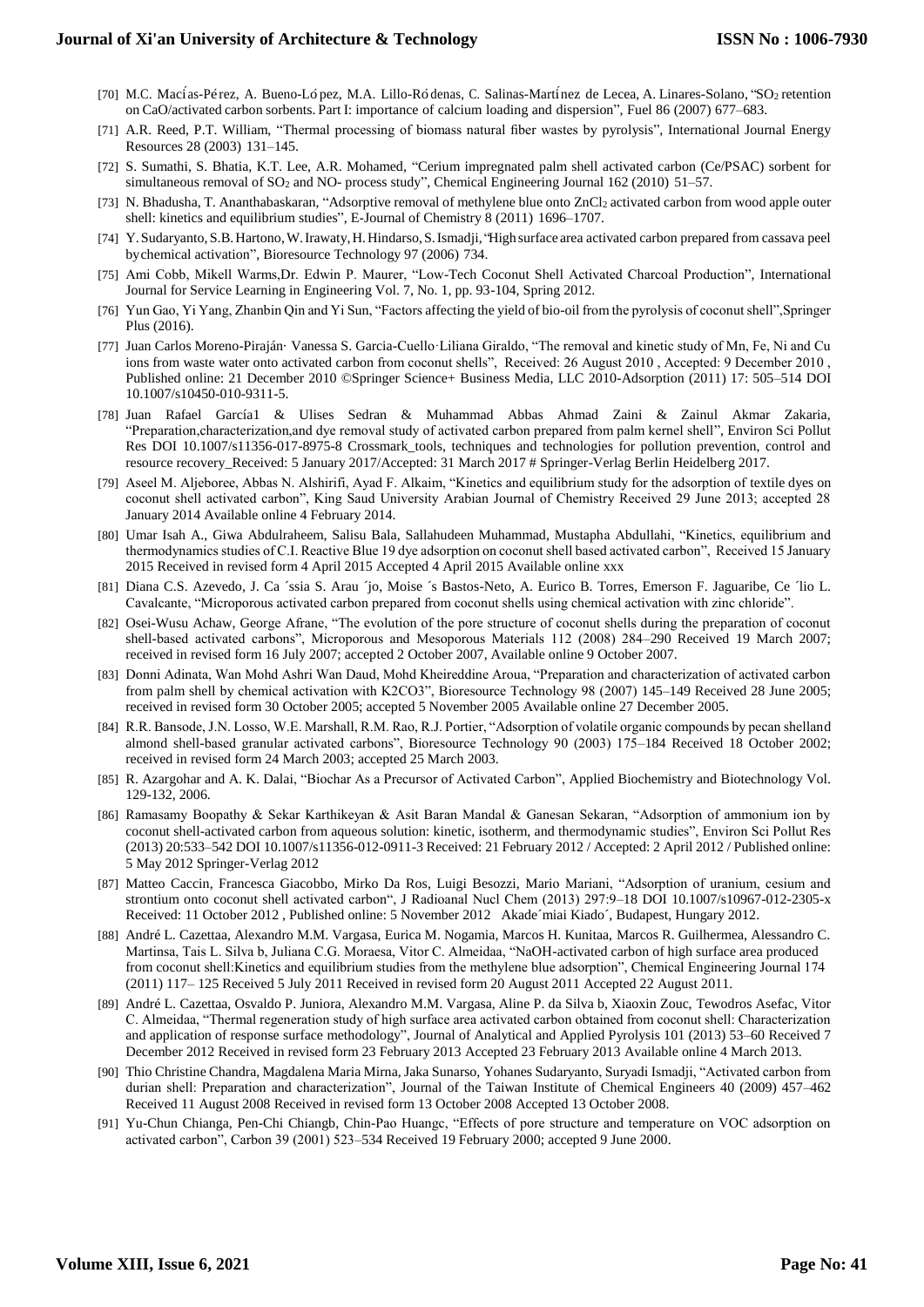[70] M.C. Macías-Pérez, A. Bueno-López, M.A. Lillo-Ródenas, C. Salinas-Martínez de Lecea, A. Linares-Solano, "$SO_2$ retention on CaO/activated carbon sorbents. Part I: importance of calcium loading and dispersion", Fuel 86 (2007) 677–683.

[71] A.R. Reed, P.T. William, "Thermal processing of biomass natural fiber wastes by pyrolysis", International Journal Energy Resources 28 (2003) 131–145.

[72] S. Sumathi, S. Bhatia, K.T. Lee, A.R. Mohamed, "Cerium impregnated palm shell activated carbon (Ce/PSAC) sorbent for simultaneous removal of $SO_2$ and NO- process study", Chemical Engineering Journal 162 (2010) 51–57.

[73] N. Bhadusha, T. Ananthabaskaran, "Adsorptive removal of methylene blue onto $ZnCl_2$ activated carbon from wood apple outer shell: kinetics and equilibrium studies", E-Journal of Chemistry 8 (2011) 1696–1707.

[74] Y. Sudaryanto, S.B. Hartono, W. Irawaty, H. Hindarso, S. Ismadji, "High surface area activated carbon prepared from cassava peel by chemical activation", Bioresource Technology 97 (2006) 734.

[75] Ami Cobb, Mikell Warms, Dr. Edwin P. Maurer, "Low-Tech Coconut Shell Activated Charcoal Production", International Journal for Service Learning in Engineering Vol. 7, No. 1, pp. 93-104, Spring 2012.

[76] Yun Gao, Yi Yang, Zhanbin Qin and Yi Sun, "Factors affecting the yield of bio-oil from the pyrolysis of coconut shell", Springer Plus (2016).

[77] Juan Carlos Moreno-Piraján· Vanessa S. Garcia-Cuello·Liliana Giraldo, "The removal and kinetic study of Mn, Fe, Ni and Cu ions from waste water onto activated carbon from coconut shells", Received: 26 August 2010 , Accepted: 9 December 2010 , Published online: 21 December 2010 ©Springer Science+ Business Media, LLC 2010-Adsorption (2011) 17: 505–514 DOI 10.1007/s10450-010-9311-5.

[78] Juan Rafael García1 & Ulises Sedran & Muhammad Abbas Ahmad Zaini & Zainul Akmar Zakaria, "Preparation,characterization,and dye removal study of activated carbon prepared from palm kernel shell", Environ Sci Pollut Res DOI 10.1007/s11356-017-8975-8 Crossmark_tools, techniques and technologies for pollution prevention, control and resource recovery_Received: 5 January 2017/Accepted: 31 March 2017 # Springer-Verlag Berlin Heidelberg 2017.

[79] Aseel M. Aljeboree, Abbas N. Alshirifi, Ayad F. Alkaim, "Kinetics and equilibrium study for the adsorption of textile dyes on coconut shell activated carbon", King Saud University Arabian Journal of Chemistry Received 29 June 2013; accepted 28 January 2014 Available online 4 February 2014.

[80] Umar Isah A., Giwa Abdulraheem, Salisu Bala, Sallahudeen Muhammad, Mustapha Abdullahi, "Kinetics, equilibrium and thermodynamics studies of C.I. Reactive Blue 19 dye adsorption on coconut shell based activated carbon", Received 15 January 2015 Received in revised form 4 April 2015 Accepted 4 April 2015 Available online xxx

[81] Diana C.S. Azevedo, J. Ca ´ssia S. Arau ´jo, Moise ´s Bastos-Neto, A. Eurico B. Torres, Emerson F. Jaguaribe, Ce ´lio L. Cavalcante, "Microporous activated carbon prepared from coconut shells using chemical activation with zinc chloride".

[82] Osei-Wusu Achaw, George Afrane, "The evolution of the pore structure of coconut shells during the preparation of coconut shell-based activated carbons", Microporous and Mesoporous Materials 112 (2008) 284–290 Received 19 March 2007; received in revised form 16 July 2007; accepted 2 October 2007, Available online 9 October 2007.

[83] Donni Adinata, Wan Mohd Ashri Wan Daud, Mohd Kheireddine Aroua, "Preparation and characterization of activated carbon from palm shell by chemical activation with K2CO3", Bioresource Technology 98 (2007) 145–149 Received 28 June 2005; received in revised form 30 October 2005; accepted 5 November 2005 Available online 27 December 2005.

[84] R.R. Bansode, J.N. Losso, W.E. Marshall, R.M. Rao, R.J. Portier, "Adsorption of volatile organic compounds by pecan shelland almond shell-based granular activated carbons", Bioresource Technology 90 (2003) 175–184 Received 18 October 2002; received in revised form 24 March 2003; accepted 25 March 2003.

[85] R. Azargohar and A. K. Dalai, "Biochar As a Precursor of Activated Carbon", Applied Biochemistry and Biotechnology Vol. 129-132, 2006.

[86] Ramasamy Boopathy & Sekar Karthikeyan & Asit Baran Mandal & Ganesan Sekaran, "Adsorption of ammonium ion by coconut shell-activated carbon from aqueous solution: kinetic, isotherm, and thermodynamic studies", Environ Sci Pollut Res (2013) 20:533–542 DOI 10.1007/s11356-012-0911-3 Received: 21 February 2012 / Accepted: 2 April 2012 / Published online: 5 May 2012 Springer-Verlag 2012

[87] Matteo Caccin, Francesca Giacobbo, Mirko Da Ros, Luigi Besozzi, Mario Mariani, "Adsorption of uranium, cesium and strontium onto coconut shell activated carbon", J Radioanal Nucl Chem (2013) 297:9–18 DOI 10.1007/s10967-012-2305-x Received: 11 October 2012 , Published online: 5 November 2012 Akade´miai Kiado´, Budapest, Hungary 2012.

[88] André L. Cazettaa, Alexandro M.M. Vargasa, Eurica M. Nogamia, Marcos H. Kunitaa, Marcos R. Guilhermea, Alessandro C. Martinsa, Tais L. Silva b, Juliana C.G. Moraesa, Vitor C. Almeidaa, "NaOH-activated carbon of high surface area produced from coconut shell:Kinetics and equilibrium studies from the methylene blue adsorption", Chemical Engineering Journal 174 (2011) 117– 125 Received 5 July 2011 Received in revised form 20 August 2011 Accepted 22 August 2011.

[89] André L. Cazettaa, Osvaldo P. Juniora, Alexandro M.M. Vargasa, Aline P. da Silva b, Xiaoxin Zouc, Tewodros Asefac, Vitor C. Almeidaa, "Thermal regeneration study of high surface area activated carbon obtained from coconut shell: Characterization and application of response surface methodology", Journal of Analytical and Applied Pyrolysis 101 (2013) 53–60 Received 7 December 2012 Received in revised form 23 February 2013 Accepted 23 February 2013 Available online 4 March 2013.

[90] Thio Christine Chandra, Magdalena Maria Mirna, Jaka Sunarso, Yohanes Sudaryanto, Suryadi Ismadji, "Activated carbon from durian shell: Preparation and characterization", Journal of the Taiwan Institute of Chemical Engineers 40 (2009) 457–462 Received 11 August 2008 Received in revised form 13 October 2008 Accepted 13 October 2008.

[91] Yu-Chun Chianga, Pen-Chi Chiangb, Chin-Pao Huangc, "Effects of pore structure and temperature on VOC adsorption on activated carbon", Carbon 39 (2001) 523–534 Received 19 February 2000; accepted 9 June 2000.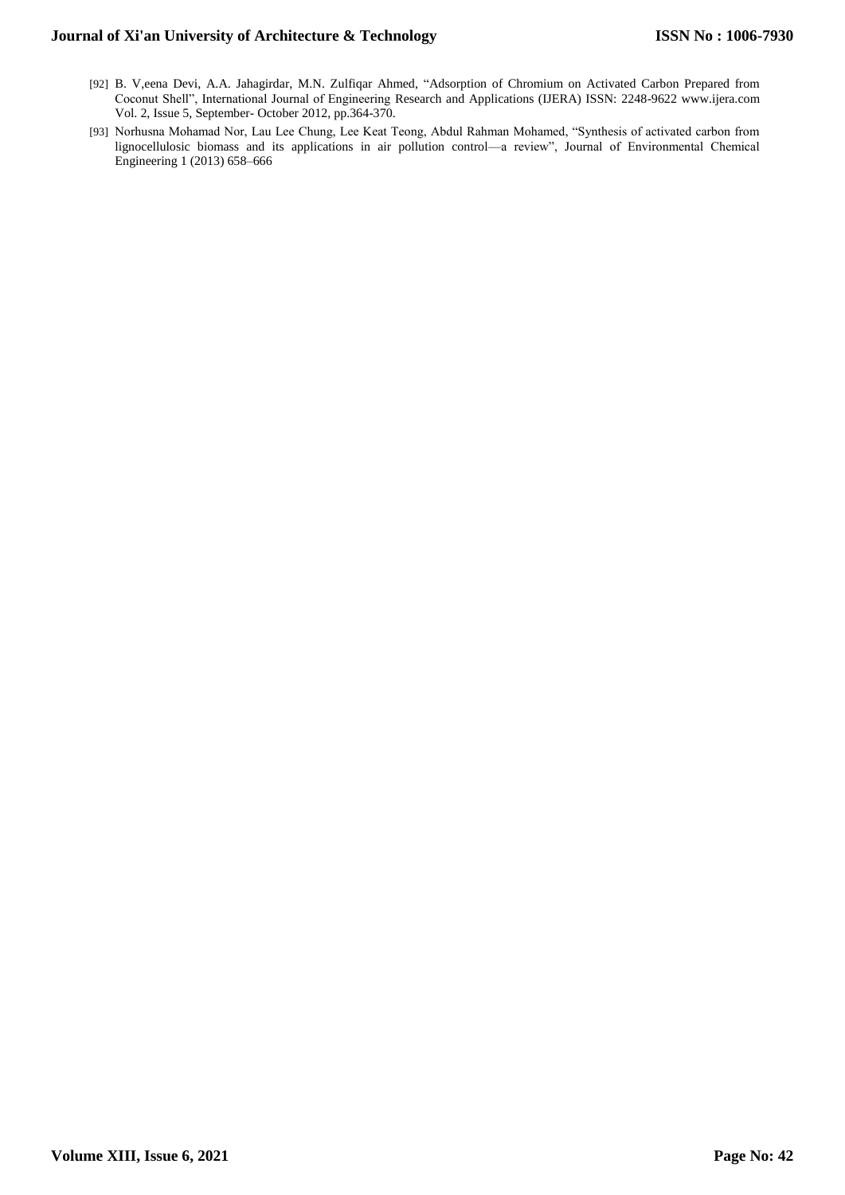[92] B. V,eena Devi, A.A. Jahagirdar, M.N. Zulfiqar Ahmed, "Adsorption of Chromium on Activated Carbon Prepared from Coconut Shell", International Journal of Engineering Research and Applications (IJERA) ISSN: 2248-9622 www.ijera.com Vol. 2, Issue 5, September- October 2012, pp.364-370.

[93] Norhusna Mohamad Nor, Lau Lee Chung, Lee Keat Teong, Abdul Rahman Mohamed, "Synthesis of activated carbon from lignocellulosic biomass and its applications in air pollution control—a review", Journal of Environmental Chemical Engineering 1 (2013) 658–666